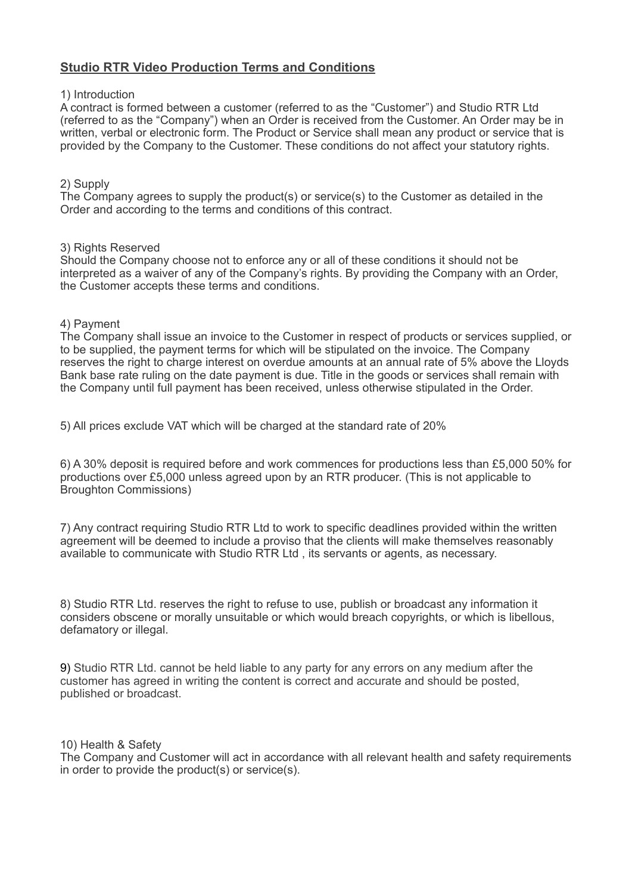## **Studio RTR Video Production Terms and Conditions**

1) Introduction

A contract is formed between a customer (referred to as the "Customer") and Studio RTR Ltd (referred to as the "Company") when an Order is received from the Customer. An Order may be in written, verbal or electronic form. The Product or Service shall mean any product or service that is provided by the Company to the Customer. These conditions do not affect your statutory rights.

2) Supply

The Company agrees to supply the product(s) or service(s) to the Customer as detailed in the Order and according to the terms and conditions of this contract.

3) Rights Reserved

Should the Company choose not to enforce any or all of these conditions it should not be interpreted as a waiver of any of the Company's rights. By providing the Company with an Order, the Customer accepts these terms and conditions.

4) Payment

The Company shall issue an invoice to the Customer in respect of products or services supplied, or to be supplied, the payment terms for which will be stipulated on the invoice. The Company reserves the right to charge interest on overdue amounts at an annual rate of 5% above the Lloyds Bank base rate ruling on the date payment is due. Title in the goods or services shall remain with the Company until full payment has been received, unless otherwise stipulated in the Order.

5) All prices exclude VAT which will be charged at the standard rate of 20%

6) A 30% deposit is required before and work commences for productions less than £5,000 50% for productions over £5,000 unless agreed upon by an RTR producer. (This is not applicable to Broughton Commissions)

7) Any contract requiring Studio RTR Ltd to work to specific deadlines provided within the written agreement will be deemed to include a proviso that the clients will make themselves reasonably available to communicate with Studio RTR Ltd , its servants or agents, as necessary.

8) Studio RTR Ltd. reserves the right to refuse to use, publish or broadcast any information it considers obscene or morally unsuitable or which would breach copyrights, or which is libellous, defamatory or illegal.

9) Studio RTR Ltd. cannot be held liable to any party for any errors on any medium after the customer has agreed in writing the content is correct and accurate and should be posted, published or broadcast.

10) Health & Safety

The Company and Customer will act in accordance with all relevant health and safety requirements in order to provide the product(s) or service(s).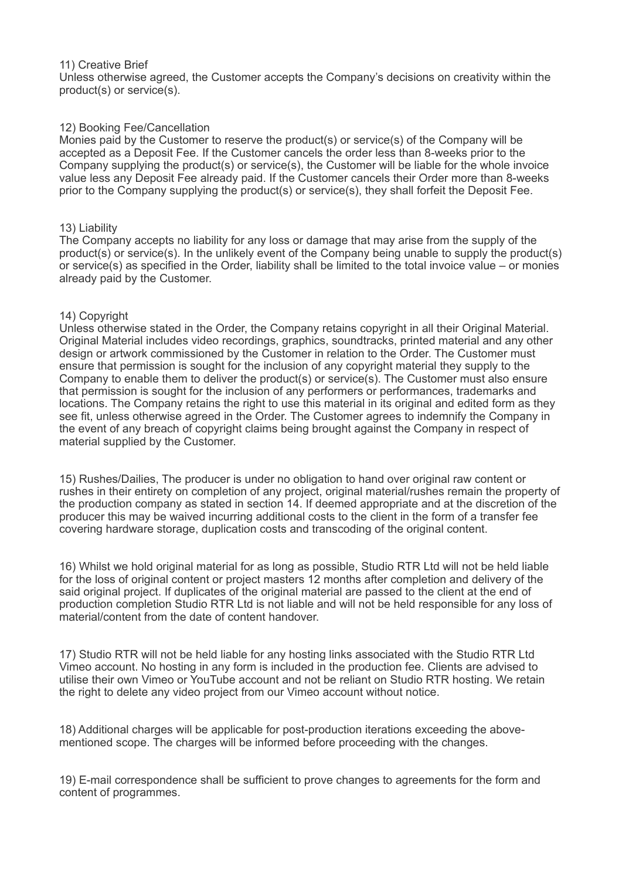11) Creative Brief
Unless otherwise agreed, the Customer accepts the Company's decisions on creativity within the product(s) or service(s).

12) Booking Fee/Cancellation
Monies paid by the Customer to reserve the product(s) or service(s) of the Company will be accepted as a Deposit Fee. If the Customer cancels the order less than 8-weeks prior to the Company supplying the product(s) or service(s), the Customer will be liable for the whole invoice value less any Deposit Fee already paid. If the Customer cancels their Order more than 8-weeks prior to the Company supplying the product(s) or service(s), they shall forfeit the Deposit Fee.

13) Liability
The Company accepts no liability for any loss or damage that may arise from the supply of the product(s) or service(s). In the unlikely event of the Company being unable to supply the product(s) or service(s) as specified in the Order, liability shall be limited to the total invoice value – or monies already paid by the Customer.

14) Copyright
Unless otherwise stated in the Order, the Company retains copyright in all their Original Material. Original Material includes video recordings, graphics, soundtracks, printed material and any other design or artwork commissioned by the Customer in relation to the Order. The Customer must ensure that permission is sought for the inclusion of any copyright material they supply to the Company to enable them to deliver the product(s) or service(s). The Customer must also ensure that permission is sought for the inclusion of any performers or performances, trademarks and locations. The Company retains the right to use this material in its original and edited form as they see fit, unless otherwise agreed in the Order. The Customer agrees to indemnify the Company in the event of any breach of copyright claims being brought against the Company in respect of material supplied by the Customer.

15) Rushes/Dailies, The producer is under no obligation to hand over original raw content or rushes in their entirety on completion of any project, original material/rushes remain the property of the production company as stated in section 14. If deemed appropriate and at the discretion of the producer this may be waived incurring additional costs to the client in the form of a transfer fee covering hardware storage, duplication costs and transcoding of the original content.

16) Whilst we hold original material for as long as possible, Studio RTR Ltd will not be held liable for the loss of original content or project masters 12 months after completion and delivery of the said original project. If duplicates of the original material are passed to the client at the end of production completion Studio RTR Ltd is not liable and will not be held responsible for any loss of material/content from the date of content handover.

17) Studio RTR will not be held liable for any hosting links associated with the Studio RTR Ltd Vimeo account. No hosting in any form is included in the production fee. Clients are advised to utilise their own Vimeo or YouTube account and not be reliant on Studio RTR hosting. We retain the right to delete any video project from our Vimeo account without notice.

18) Additional charges will be applicable for post-production iterations exceeding the above-mentioned scope. The charges will be informed before proceeding with the changes.

19) E-mail correspondence shall be sufficient to prove changes to agreements for the form and content of programmes.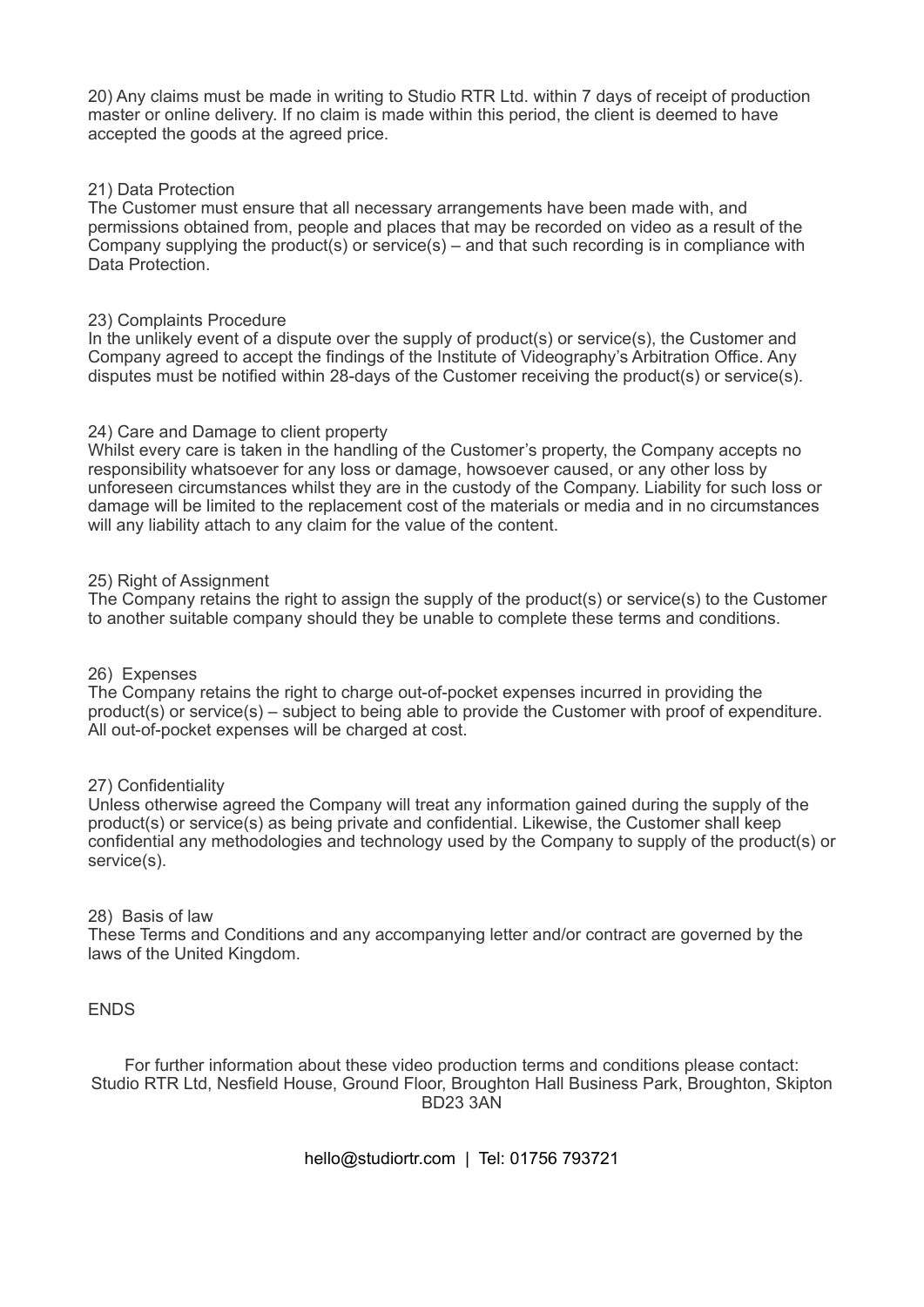20) Any claims must be made in writing to Studio RTR Ltd. within 7 days of receipt of production master or online delivery. If no claim is made within this period, the client is deemed to have accepted the goods at the agreed price.

21) Data Protection
The Customer must ensure that all necessary arrangements have been made with, and permissions obtained from, people and places that may be recorded on video as a result of the Company supplying the product(s) or service(s) – and that such recording is in compliance with Data Protection.

23) Complaints Procedure
In the unlikely event of a dispute over the supply of product(s) or service(s), the Customer and Company agreed to accept the findings of the Institute of Videography's Arbitration Office. Any disputes must be notified within 28-days of the Customer receiving the product(s) or service(s).

24) Care and Damage to client property
Whilst every care is taken in the handling of the Customer's property, the Company accepts no responsibility whatsoever for any loss or damage, howsoever caused, or any other loss by unforeseen circumstances whilst they are in the custody of the Company. Liability for such loss or damage will be limited to the replacement cost of the materials or media and in no circumstances will any liability attach to any claim for the value of the content.

25) Right of Assignment
The Company retains the right to assign the supply of the product(s) or service(s) to the Customer to another suitable company should they be unable to complete these terms and conditions.

26) Expenses
The Company retains the right to charge out-of-pocket expenses incurred in providing the product(s) or service(s) – subject to being able to provide the Customer with proof of expenditure. All out-of-pocket expenses will be charged at cost.

27) Confidentiality
Unless otherwise agreed the Company will treat any information gained during the supply of the product(s) or service(s) as being private and confidential. Likewise, the Customer shall keep confidential any methodologies and technology used by the Company to supply of the product(s) or service(s).

28) Basis of law
These Terms and Conditions and any accompanying letter and/or contract are governed by the laws of the United Kingdom.

ENDS

For further information about these video production terms and conditions please contact:
Studio RTR Ltd, Nesfield House, Ground Floor, Broughton Hall Business Park, Broughton, Skipton BD23 3AN

hello@studiortr.com | Tel: 01756 793721